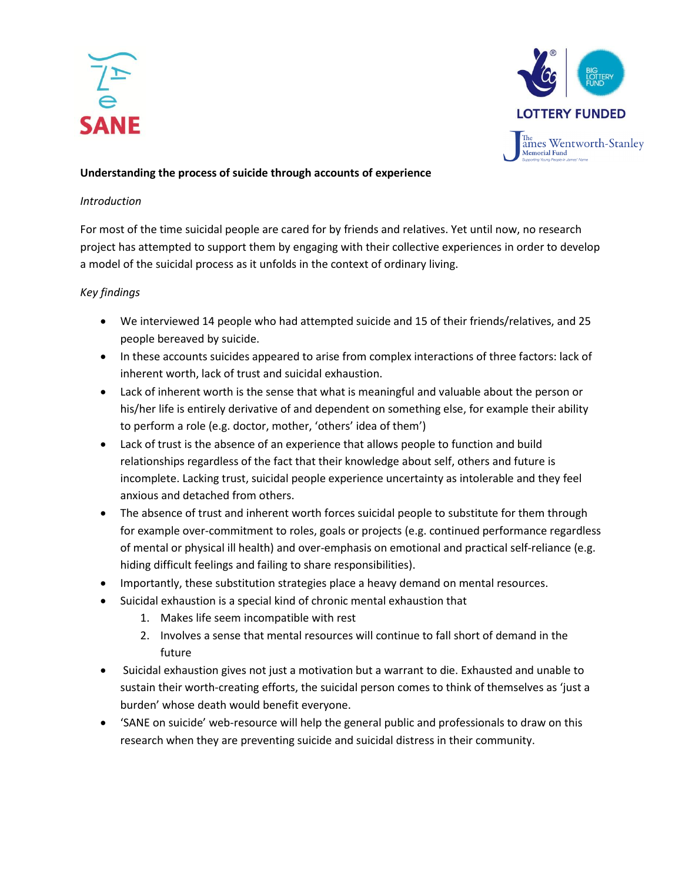**Understanding the process of suicide through accounts of experience**

*Introduction*

For most of the time suicidal people are cared for by friends and relatives. Yet until now, no research project has attempted to support them by engaging with their collective experiences in order to develop a model of the suicidal process as it unfolds in the context of ordinary living.

*Key findings*

- We interviewed 14 people who had attempted suicide and 15 of their friends/relatives, and 25 people bereaved by suicide.
- In these accounts suicides appeared to arise from complex interactions of three factors: lack of inherent worth, lack of trust and suicidal exhaustion.
- Lack of inherent worth is the sense that what is meaningful and valuable about the person or his/her life is entirely derivative of and dependent on something else, for example their ability to perform a role (e.g. doctor, mother, 'others' idea of them')
- Lack of trust is the absence of an experience that allows people to function and build relationships regardless of the fact that their knowledge about self, others and future is incomplete. Lacking trust, suicidal people experience uncertainty as intolerable and they feel anxious and detached from others.
- The absence of trust and inherent worth forces suicidal people to substitute for them through for example over-commitment to roles, goals or projects (e.g. continued performance regardless of mental or physical ill health) and over-emphasis on emotional and practical self-reliance (e.g. hiding difficult feelings and failing to share responsibilities).
- Importantly, these substitution strategies place a heavy demand on mental resources.
- Suicidal exhaustion is a special kind of chronic mental exhaustion that
  1. Makes life seem incompatible with rest
  2. Involves a sense that mental resources will continue to fall short of demand in the future
- Suicidal exhaustion gives not just a motivation but a warrant to die. Exhausted and unable to sustain their worth-creating efforts, the suicidal person comes to think of themselves as 'just a burden' whose death would benefit everyone.
- 'SANE on suicide' web-resource will help the general public and professionals to draw on this research when they are preventing suicide and suicidal distress in their community.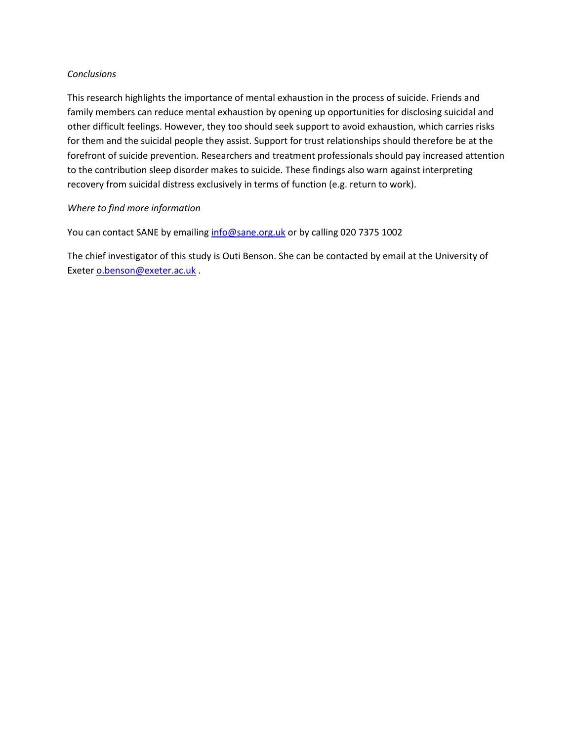*Conclusions*

This research highlights the importance of mental exhaustion in the process of suicide. Friends and family members can reduce mental exhaustion by opening up opportunities for disclosing suicidal and other difficult feelings. However, they too should seek support to avoid exhaustion, which carries risks for them and the suicidal people they assist. Support for trust relationships should therefore be at the forefront of suicide prevention. Researchers and treatment professionals should pay increased attention to the contribution sleep disorder makes to suicide. These findings also warn against interpreting recovery from suicidal distress exclusively in terms of function (e.g. return to work).

*Where to find more information*

You can contact SANE by emailing info@sane.org.uk or by calling 020 7375 1002

The chief investigator of this study is Outi Benson. She can be contacted by email at the University of Exeter o.benson@exeter.ac.uk .